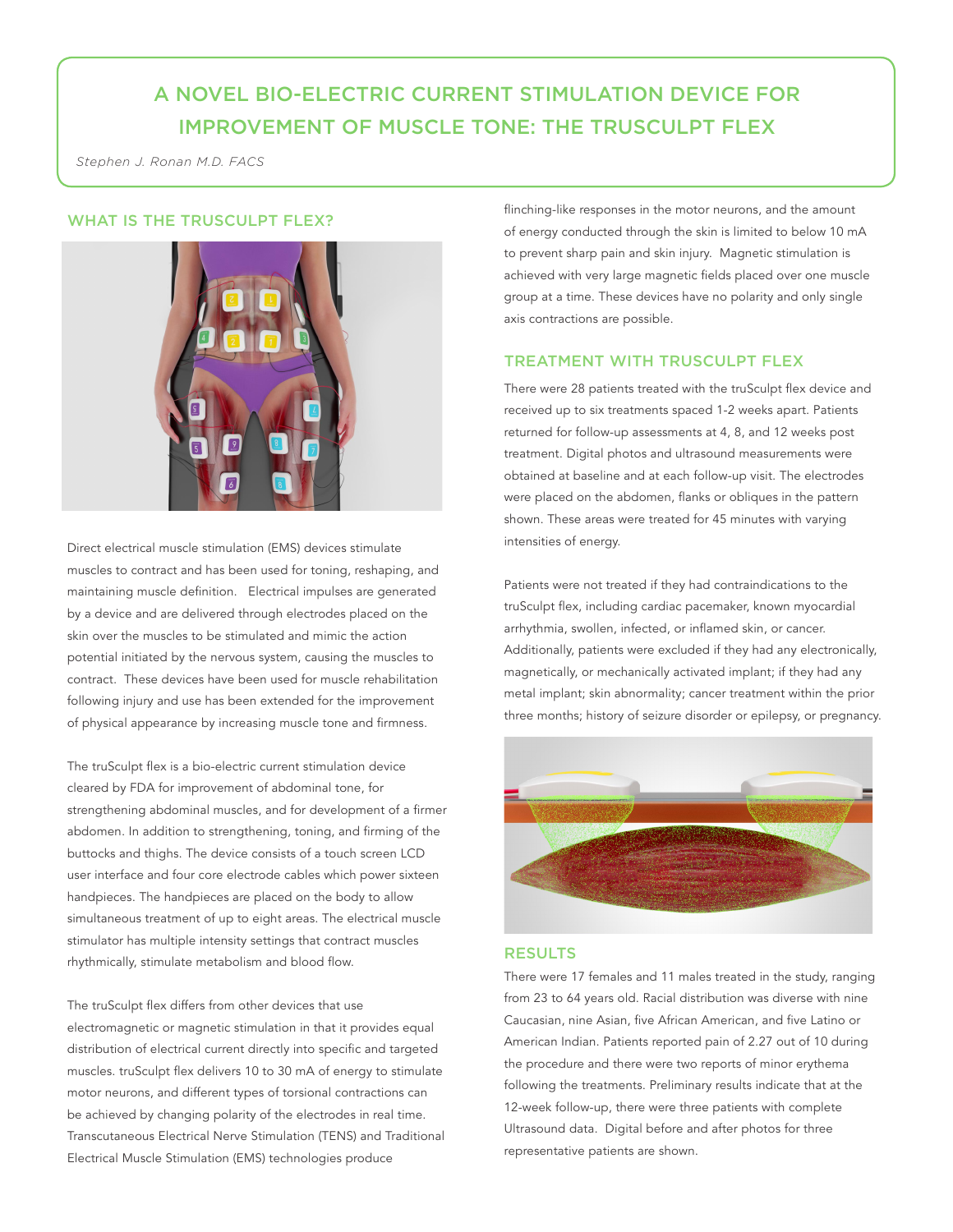# A NOVEL BIO-ELECTRIC CURRENT STIMULATION DEVICE FOR IMPROVEMENT OF MUSCLE TONE: THE TRUSCULPT FLEX

*Stephen J. Ronan M.D. FACS*

## WHAT IS THE TRUSCULPT FLEX?

Direct electrical muscle stimulation (EMS) devices stimulate muscles to contract and has been used for toning, reshaping, and maintaining muscle definition. Electrical impulses are generated by a device and are delivered through electrodes placed on the skin over the muscles to be stimulated and mimic the action potential initiated by the nervous system, causing the muscles to contract. These devices have been used for muscle rehabilitation following injury and use has been extended for the improvement of physical appearance by increasing muscle tone and firmness.

The truSculpt flex is a bio-electric current stimulation device cleared by FDA for improvement of abdominal tone, for strengthening abdominal muscles, and for development of a firmer abdomen. In addition to strengthening, toning, and firming of the buttocks and thighs. The device consists of a touch screen LCD user interface and four core electrode cables which power sixteen handpieces. The handpieces are placed on the body to allow simultaneous treatment of up to eight areas. The electrical muscle stimulator has multiple intensity settings that contract muscles rhythmically, stimulate metabolism and blood flow.

The truSculpt flex differs from other devices that use electromagnetic or magnetic stimulation in that it provides equal distribution of electrical current directly into specific and targeted muscles. truSculpt flex delivers 10 to 30 mA of energy to stimulate motor neurons, and different types of torsional contractions can be achieved by changing polarity of the electrodes in real time. Transcutaneous Electrical Nerve Stimulation (TENS) and Traditional Electrical Muscle Stimulation (EMS) technologies produce flinching-like responses in the motor neurons, and the amount of energy conducted through the skin is limited to below 10 mA to prevent sharp pain and skin injury. Magnetic stimulation is achieved with very large magnetic fields placed over one muscle group at a time. These devices have no polarity and only single axis contractions are possible.

## TREATMENT WITH TRUSCULPT FLEX

There were 28 patients treated with the truSculpt flex device and received up to six treatments spaced 1-2 weeks apart. Patients returned for follow-up assessments at 4, 8, and 12 weeks post treatment. Digital photos and ultrasound measurements were obtained at baseline and at each follow-up visit. The electrodes were placed on the abdomen, flanks or obliques in the pattern shown. These areas were treated for 45 minutes with varying intensities of energy.

Patients were not treated if they had contraindications to the truSculpt flex, including cardiac pacemaker, known myocardial arrhythmia, swollen, infected, or inflamed skin, or cancer. Additionally, patients were excluded if they had any electronically, magnetically, or mechanically activated implant; if they had any metal implant; skin abnormality; cancer treatment within the prior three months; history of seizure disorder or epilepsy, or pregnancy.

## RESULTS

There were 17 females and 11 males treated in the study, ranging from 23 to 64 years old. Racial distribution was diverse with nine Caucasian, nine Asian, five African American, and five Latino or American Indian. Patients reported pain of 2.27 out of 10 during the procedure and there were two reports of minor erythema following the treatments. Preliminary results indicate that at the 12-week follow-up, there were three patients with complete Ultrasound data. Digital before and after photos for three representative patients are shown.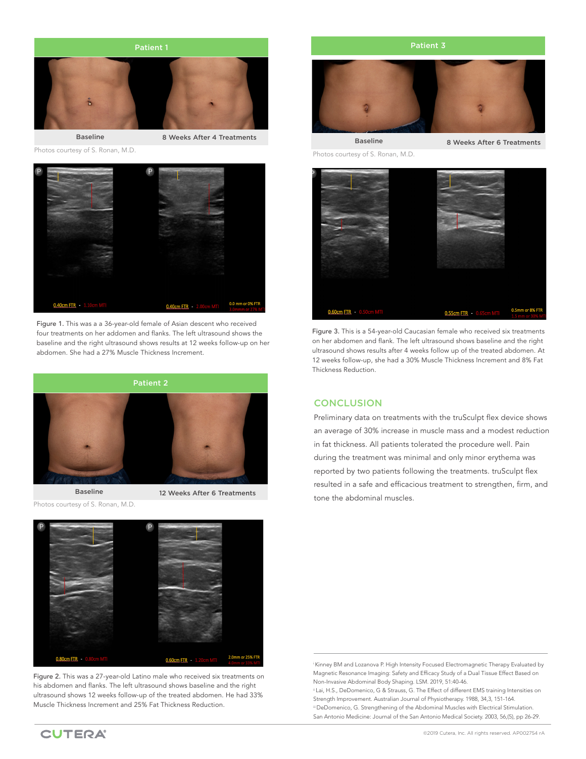## Patient 1

Baseline | 8 Weeks After 4 Treatments

Photos courtesy of S. Ronan, M.D.

0.40cm FTR - 1.18cm MTI

0.40cm FTR - 1.20cm MTI

0.0 mm or 0% FTR
3.0mm or 27% MTI

Figure 1. This was a a 36-year-old female of Asian descent who received four treatments on her addomen and flanks. The left ultrasound shows the baseline and the right ultrasound shows results at 12 weeks follow-up on her abdomen. She had a 27% Muscle Thickness Increment.

## Patient 2

Baseline | 12 Weeks After 6 Treatments

Photos courtesy of S. Ronan, M.D.

0.80cm FTR - 0.80cm MTI

0.60cm FTR - 1.20cm MTI

2.0mm or 25% FTR
4.0mm or 33% MTI

Figure 2. This was a 27-year-old Latino male who received six treatments on his abdomen and flanks. The left ultrasound shows baseline and the right ultrasound shows 12 weeks follow-up of the treated abdomen. He had 33% Muscle Thickness Increment and 25% Fat Thickness Reduction.

## Patient 3

Baseline | 8 Weeks After 6 Treatments

Photos courtesy of S. Ronan, M.D.

0.60cm FTR - 0.50cm MTI

0.55cm FTR - 0.65cm MTI

0.5mm or 8% FTR
1.5mm or 30% MTI

Figure 3. This is a 54-year-old Caucasian female who received six treatments on her abdomen and flank. The left ultrasound shows baseline and the right ultrasound shows results after 4 weeks follow up of the treated abdomen. At 12 weeks follow-up, she had a 30% Muscle Thickness Increment and 8% Fat Thickness Reduction.

## CONCLUSION

Preliminary data on treatments with the truSculpt flex device shows an average of 30% increase in muscle mass and a modest reduction in fat thickness. All patients tolerated the procedure well. Pain during the treatment was minimal and only minor erythema was reported by two patients following the treatments. truSculpt flex resulted in a safe and efficacious treatment to strengthen, firm, and tone the abdominal muscles.

---

[i] Kinney BM and Lozanova P. High Intensity Focused Electromagnetic Therapy Evaluated by Magnetic Resonance Imaging: Safety and Efficacy Study of a Dual Tissue Effect Based on Non-Invasive Abdominal Body Shaping. LSM. 2019, 51:40-46.

[ii] Lai, H.S., DeDomenico, G & Strauss, G. The Effect of different EMS training Intensities on Strength Improvement. Australian Journal of Physiotherapy. 1988, 34,3, 151-164.

[iii] DeDomenico, G. Strengthening of the Abdominal Muscles with Electrical Stimulation. San Antonio Medicine: Journal of the San Antonio Medical Society. 2003, 56,(5), pp 26-29.

CUTERA

©2019 Cutera, Inc. All rights reserved. AP002754 rA